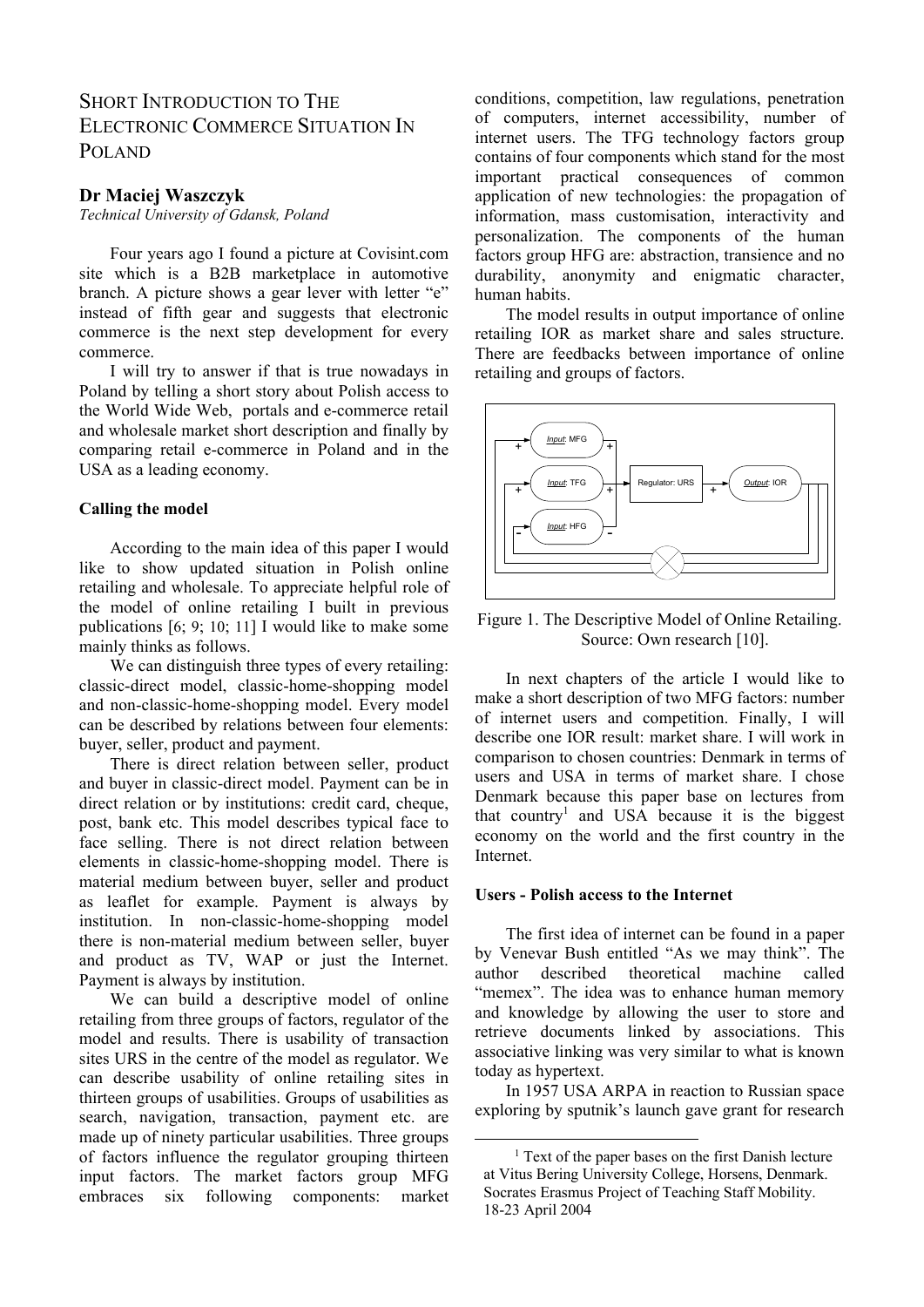# Short Introduction to the Electronic Commerce Situation in Poland

**Dr Maciej Waszczyk**
*Technical University of Gdansk, Poland*

Four years ago I found a picture at Covisint.com site which is a B2B marketplace in automotive branch. A picture shows a gear lever with letter "e" instead of fifth gear and suggests that electronic commerce is the next step development for every commerce.

I will try to answer if that is true nowadays in Poland by telling a short story about Polish access to the World Wide Web, portals and e-commerce retail and wholesale market short description and finally by comparing retail e-commerce in Poland and in the USA as a leading economy.

## Calling the model

According to the main idea of this paper I would like to show updated situation in Polish online retailing and wholesale. To appreciate helpful role of the model of online retailing I built in previous publications [6; 9; 10; 11] I would like to make some mainly thinks as follows.

We can distinguish three types of every retailing: classic-direct model, classic-home-shopping model and non-classic-home-shopping model. Every model can be described by relations between four elements: buyer, seller, product and payment.

There is direct relation between seller, product and buyer in classic-direct model. Payment can be in direct relation or by institutions: credit card, cheque, post, bank etc. This model describes typical face to face selling. There is not direct relation between elements in classic-home-shopping model. There is material medium between buyer, seller and product as leaflet for example. Payment is always by institution. In non-classic-home-shopping model there is non-material medium between seller, buyer and product as TV, WAP or just the Internet. Payment is always by institution.

We can build a descriptive model of online retailing from three groups of factors, regulator of the model and results. There is usability of transaction sites URS in the centre of the model as regulator. We can describe usability of online retailing sites in thirteen groups of usabilities. Groups of usabilities as search, navigation, transaction, payment etc. are made up of ninety particular usabilities. Three groups of factors influence the regulator grouping thirteen input factors. The market factors group MFG embraces six following components: market conditions, competition, law regulations, penetration of computers, internet accessibility, number of internet users. The TFG technology factors group contains of four components which stand for the most important practical consequences of common application of new technologies: the propagation of information, mass customisation, interactivity and personalization. The components of the human factors group HFG are: abstraction, transience and no durability, anonymity and enigmatic character, human habits.

The model results in output importance of online retailing IOR as market share and sales structure. There are feedbacks between importance of online retailing and groups of factors.

Figure 1. The Descriptive Model of Online Retailing. Source: Own research [10].

In next chapters of the article I would like to make a short description of two MFG factors: number of internet users and competition. Finally, I will describe one IOR result: market share. I will work in comparison to chosen countries: Denmark in terms of users and USA in terms of market share. I chose Denmark because this paper base on lectures from that country[1] and USA because it is the biggest economy on the world and the first country in the Internet.

## Users - Polish access to the Internet

The first idea of internet can be found in a paper by Venevar Bush entitled "As we may think". The author described theoretical machine called "memex". The idea was to enhance human memory and knowledge by allowing the user to store and retrieve documents linked by associations. This associative linking was very similar to what is known today as hypertext.

In 1957 USA ARPA in reaction to Russian space exploring by sputnik's launch gave grant for research

---

[1] Text of the paper bases on the first Danish lecture at Vitus Bering University College, Horsens, Denmark. Socrates Erasmus Project of Teaching Staff Mobility. 18-23 April 2004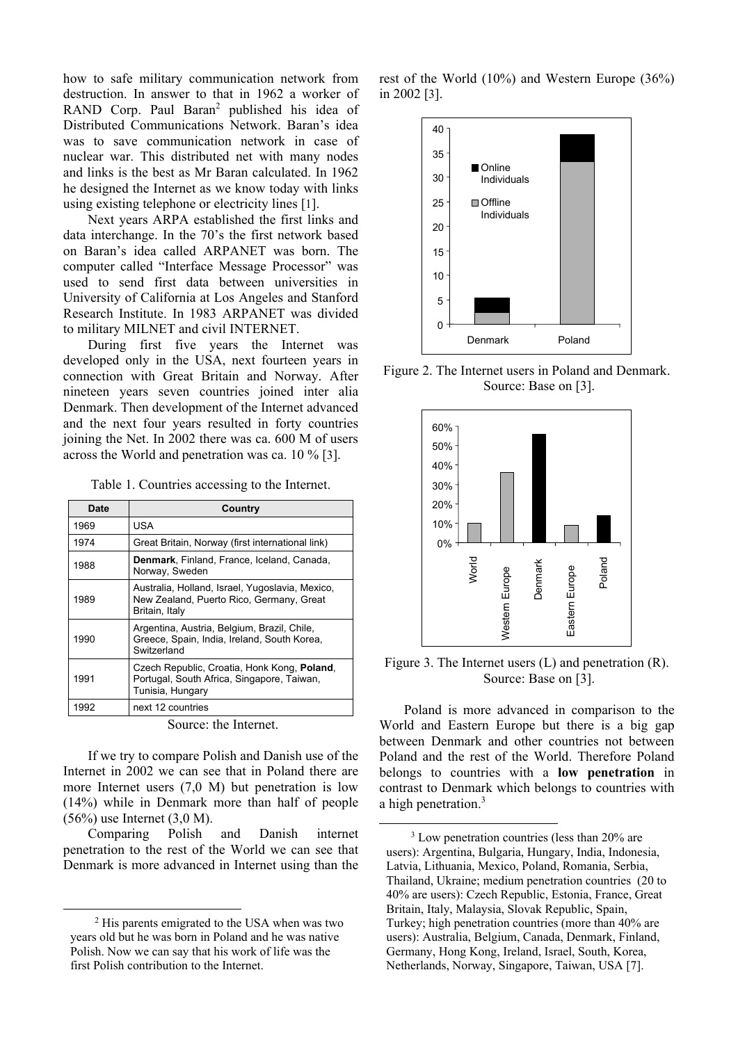how to safe military communication network from destruction. In answer to that in 1962 a worker of RAND Corp. Paul Baran[2] published his idea of Distributed Communications Network. Baran's idea was to save communication network in case of nuclear war. This distributed net with many nodes and links is the best as Mr Baran calculated. In 1962 he designed the Internet as we know today with links using existing telephone or electricity lines [1].

Next years ARPA established the first links and data interchange. In the 70's the first network based on Baran's idea called ARPANET was born. The computer called "Interface Message Processor" was used to send first data between universities in University of California at Los Angeles and Stanford Research Institute. In 1983 ARPANET was divided to military MILNET and civil INTERNET.

During first five years the Internet was developed only in the USA, next fourteen years in connection with Great Britain and Norway. After nineteen years seven countries joined inter alia Denmark. Then development of the Internet advanced and the next four years resulted in forty countries joining the Net. In 2002 there was ca. 600 M of users across the World and penetration was ca. 10 % [3].

Table 1. Countries accessing to the Internet.

| Date | Country |
|---|---|
| 1969 | USA |
| 1974 | Great Britain, Norway (first international link) |
| 1988 | **Denmark**, Finland, France, Iceland, Canada, Norway, Sweden |
| 1989 | Australia, Holland, Israel, Yugoslavia, Mexico, New Zealand, Puerto Rico, Germany, Great Britain, Italy |
| 1990 | Argentina, Austria, Belgium, Brazil, Chile, Greece, Spain, India, Ireland, South Korea, Switzerland |
| 1991 | Czech Republic, Croatia, Honk Kong, **Poland**, Portugal, South Africa, Singapore, Taiwan, Tunisia, Hungary |
| 1992 | next 12 countries |

Source: the Internet.

If we try to compare Polish and Danish use of the Internet in 2002 we can see that in Poland there are more Internet users (7,0 M) but penetration is low (14%) while in Denmark more than half of people (56%) use Internet (3,0 M).

Comparing Polish and Danish internet penetration to the rest of the World we can see that Denmark is more advanced in Internet using than the rest of the World (10%) and Western Europe (36%) in 2002 [3].

Figure 2. The Internet users in Poland and Denmark. Source: Base on [3].

Figure 3. The Internet users (L) and penetration (R). Source: Base on [3].

Poland is more advanced in comparison to the World and Eastern Europe but there is a big gap between Denmark and other countries not between Poland and the rest of the World. Therefore Poland belongs to countries with a **low penetration** in contrast to Denmark which belongs to countries with a high penetration.[3]

---

[2] His parents emigrated to the USA when was two years old but he was born in Poland and he was native Polish. Now we can say that his work of life was the first Polish contribution to the Internet.

[3] Low penetration countries (less than 20% are users): Argentina, Bulgaria, Hungary, India, Indonesia, Latvia, Lithuania, Mexico, Poland, Romania, Serbia, Thailand, Ukraine; medium penetration countries (20 to 40% are users): Czech Republic, Estonia, France, Great Britain, Italy, Malaysia, Slovak Republic, Spain, Turkey; high penetration countries (more than 40% are users): Australia, Belgium, Canada, Denmark, Finland, Germany, Hong Kong, Ireland, Israel, South, Korea, Netherlands, Norway, Singapore, Taiwan, USA [7].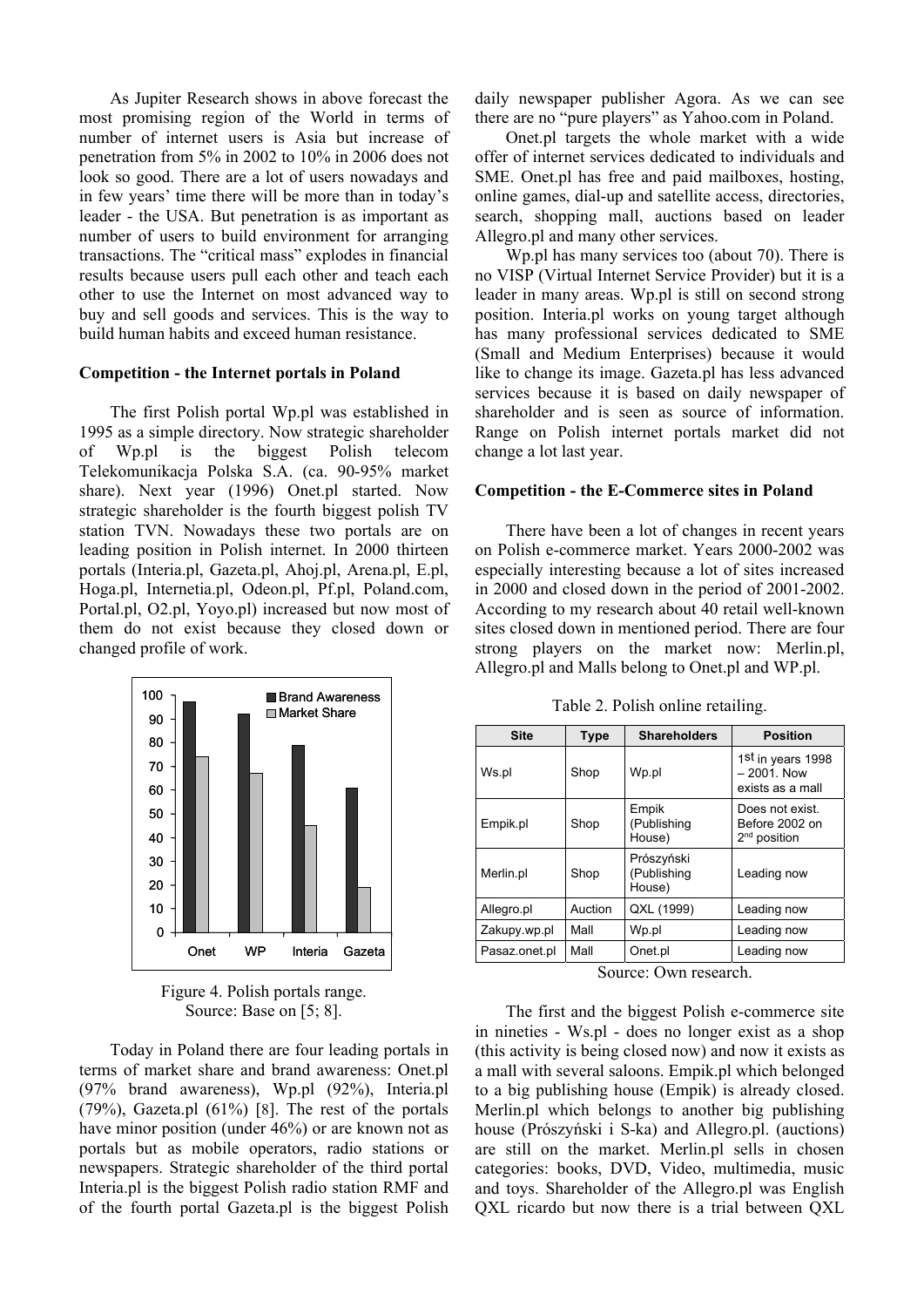As Jupiter Research shows in above forecast the most promising region of the World in terms of number of internet users is Asia but increase of penetration from 5% in 2002 to 10% in 2006 does not look so good. There are a lot of users nowadays and in few years' time there will be more than in today's leader - the USA. But penetration is as important as number of users to build environment for arranging transactions. The "critical mass" explodes in financial results because users pull each other and teach each other to use the Internet on most advanced way to buy and sell goods and services. This is the way to build human habits and exceed human resistance.

**Competition - the Internet portals in Poland**

The first Polish portal Wp.pl was established in 1995 as a simple directory. Now strategic shareholder of Wp.pl is the biggest Polish telecom Telekomunikacja Polska S.A. (ca. 90-95% market share). Next year (1996) Onet.pl started. Now strategic shareholder is the fourth biggest polish TV station TVN. Nowadays these two portals are on leading position in Polish internet. In 2000 thirteen portals (Interia.pl, Gazeta.pl, Ahoj.pl, Arena.pl, E.pl, Hoga.pl, Internetia.pl, Odeon.pl, Pf.pl, Poland.com, Portal.pl, O2.pl, Yoyo.pl) increased but now most of them do not exist because they closed down or changed profile of work.

Figure 4. Polish portals range.
Source: Base on [5; 8].

Today in Poland there are four leading portals in terms of market share and brand awareness: Onet.pl (97% brand awareness), Wp.pl (92%), Interia.pl (79%), Gazeta.pl (61%) [8]. The rest of the portals have minor position (under 46%) or are known not as portals but as mobile operators, radio stations or newspapers. Strategic shareholder of the third portal Interia.pl is the biggest Polish radio station RMF and of the fourth portal Gazeta.pl is the biggest Polish daily newspaper publisher Agora. As we can see there are no "pure players" as Yahoo.com in Poland.

Onet.pl targets the whole market with a wide offer of internet services dedicated to individuals and SME. Onet.pl has free and paid mailboxes, hosting, online games, dial-up and satellite access, directories, search, shopping mall, auctions based on leader Allegro.pl and many other services.

Wp.pl has many services too (about 70). There is no VISP (Virtual Internet Service Provider) but it is a leader in many areas. Wp.pl is still on second strong position. Interia.pl works on young target although has many professional services dedicated to SME (Small and Medium Enterprises) because it would like to change its image. Gazeta.pl has less advanced services because it is based on daily newspaper of shareholder and is seen as source of information. Range on Polish internet portals market did not change a lot last year.

**Competition - the E-Commerce sites in Poland**

There have been a lot of changes in recent years on Polish e-commerce market. Years 2000-2002 was especially interesting because a lot of sites increased in 2000 and closed down in the period of 2001-2002. According to my research about 40 retail well-known sites closed down in mentioned period. There are four strong players on the market now: Merlin.pl, Allegro.pl and Malls belong to Onet.pl and WP.pl.

Table 2. Polish online retailing.

| Site | Type | Shareholders | Position |
|---|---|---|---|
| Ws.pl | Shop | Wp.pl | 1st in years 1998 – 2001. Now exists as a mall |
| Empik.pl | Shop | Empik (Publishing House) | Does not exist. Before 2002 on 2nd position |
| Merlin.pl | Shop | Prószyński (Publishing House) | Leading now |
| Allegro.pl | Auction | QXL (1999) | Leading now |
| Zakupy.wp.pl | Mall | Wp.pl | Leading now |
| Pasaz.onet.pl | Mall | Onet.pl | Leading now |

Source: Own research.

The first and the biggest Polish e-commerce site in nineties - Ws.pl - does no longer exist as a shop (this activity is being closed now) and now it exists as a mall with several saloons. Empik.pl which belonged to a big publishing house (Empik) is already closed. Merlin.pl which belongs to another big publishing house (Prószyński i S-ka) and Allegro.pl. (auctions) are still on the market. Merlin.pl sells in chosen categories: books, DVD, Video, multimedia, music and toys. Shareholder of the Allegro.pl was English QXL ricardo but now there is a trial between QXL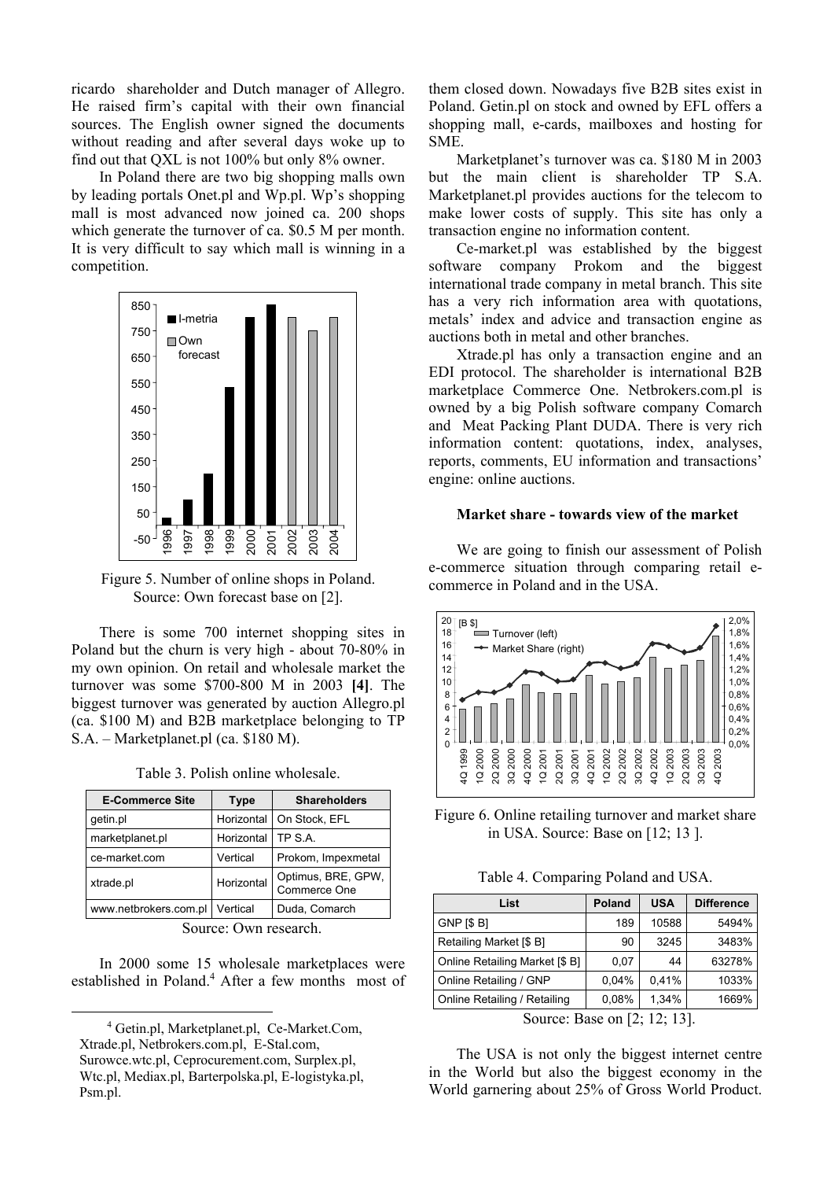ricardo shareholder and Dutch manager of Allegro. He raised firm's capital with their own financial sources. The English owner signed the documents without reading and after several days woke up to find out that QXL is not 100% but only 8% owner.

In Poland there are two big shopping malls own by leading portals Onet.pl and Wp.pl. Wp's shopping mall is most advanced now joined ca. 200 shops which generate the turnover of ca. $0.5 M per month. It is very difficult to say which mall is winning in a competition.

Figure 5. Number of online shops in Poland. Source: Own forecast base on [2].

There is some 700 internet shopping sites in Poland but the churn is very high - about 70-80% in my own opinion. On retail and wholesale market the turnover was some $700-800 M in 2003 **[4]**. The biggest turnover was generated by auction Allegro.pl (ca. $100 M) and B2B marketplace belonging to TP S.A. – Marketplanet.pl (ca. $180 M).

Table 3. Polish online wholesale.

| E-Commerce Site | Type | Shareholders |
|---|---|---|
| getin.pl | Horizontal | On Stock, EFL |
| marketplanet.pl | Horizontal | TP S.A. |
| ce-market.com | Vertical | Prokom, Impexmetal |
| xtrade.pl | Horizontal | Optimus, BRE, GPW, Commerce One |
| www.netbrokers.com.pl | Vertical | Duda, Comarch |

Source: Own research.

In 2000 some 15 wholesale marketplaces were established in Poland.[4] After a few months most of them closed down. Nowadays five B2B sites exist in Poland. Getin.pl on stock and owned by EFL offers a shopping mall, e-cards, mailboxes and hosting for SME.

Marketplanet's turnover was ca. $180 M in 2003 but the main client is shareholder TP S.A. Marketplanet.pl provides auctions for the telecom to make lower costs of supply. This site has only a transaction engine no information content.

Ce-market.pl was established by the biggest software company Prokom and the biggest international trade company in metal branch. This site has a very rich information area with quotations, metals' index and advice and transaction engine as auctions both in metal and other branches.

Xtrade.pl has only a transaction engine and an EDI protocol. The shareholder is international B2B marketplace Commerce One. Netbrokers.com.pl is owned by a big Polish software company Comarch and Meat Packing Plant DUDA. There is very rich information content: quotations, index, analyses, reports, comments, EU information and transactions' engine: online auctions.

**Market share - towards view of the market**

We are going to finish our assessment of Polish e-commerce situation through comparing retail e-commerce in Poland and in the USA.

Figure 6. Online retailing turnover and market share in USA. Source: Base on [12; 13 ].

Table 4. Comparing Poland and USA.

| List | Poland | USA | Difference |
|---|---|---|---|
| GNP [$ B] | 189 | 10588 | 5494% |
| Retailing Market [$ B] | 90 | 3245 | 3483% |
| Online Retailing Market [$ B] | 0,07 | 44 | 63278% |
| Online Retailing / GNP | 0,04% | 0,41% | 1033% |
| Online Retailing / Retailing | 0,08% | 1,34% | 1669% |

Source: Base on [2; 12; 13].

The USA is not only the biggest internet centre in the World but also the biggest economy in the World garnering about 25% of Gross World Product.

[4] Getin.pl, Marketplanet.pl, Ce-Market.Com, Xtrade.pl, Netbrokers.com.pl, E-Stal.com, Surowce.wtc.pl, Ceprocurement.com, Surplex.pl, Wtc.pl, Mediax.pl, Barterpolska.pl, E-logistyka.pl, Psm.pl.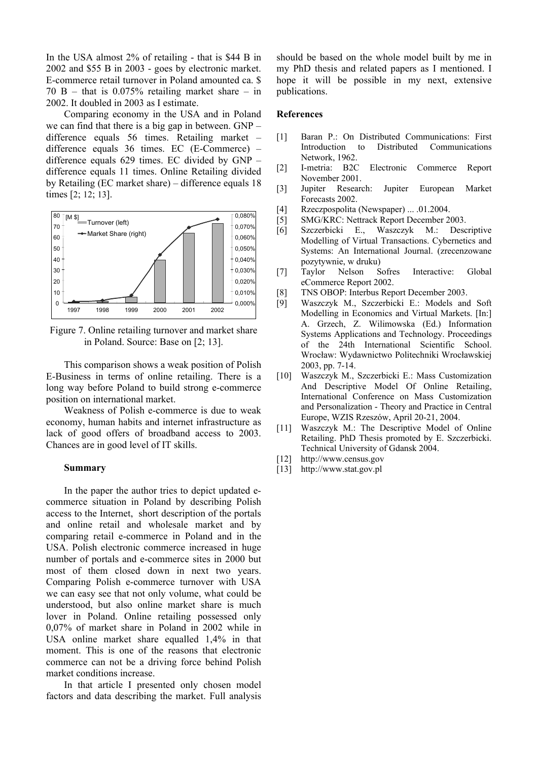In the USA almost 2% of retailing - that is $44 B in 2002 and $55 B in 2003 - goes by electronic market. E-commerce retail turnover in Poland amounted ca. $ 70 B – that is 0.075% retailing market share – in 2002. It doubled in 2003 as I estimate.

Comparing economy in the USA and in Poland we can find that there is a big gap in between. GNP – difference equals 56 times. Retailing market – difference equals 36 times. EC (E-Commerce) – difference equals 629 times. EC divided by GNP – difference equals 11 times. Online Retailing divided by Retailing (EC market share) – difference equals 18 times [2; 12; 13].

[M $]
Turnover (left)
Market Share (right)
80
70
60
50
40
30
20
10
0
0,080%
0,070%
0,060%
0,050%
0,040%
0,030%
0,020%
0,010%
0,000%
1997 1998 1999 2000 2001 2002

Figure 7. Online retailing turnover and market share in Poland. Source: Base on [2; 13].

This comparison shows a weak position of Polish E-Business in terms of online retailing. There is a long way before Poland to build strong e-commerce position on international market.

Weakness of Polish e-commerce is due to weak economy, human habits and internet infrastructure as lack of good offers of broadband access to 2003. Chances are in good level of IT skills.

### Summary

In the paper the author tries to depict updated e-commerce situation in Poland by describing Polish access to the Internet, short description of the portals and online retail and wholesale market and by comparing retail e-commerce in Poland and in the USA. Polish electronic commerce increased in huge number of portals and e-commerce sites in 2000 but most of them closed down in next two years. Comparing Polish e-commerce turnover with USA we can easy see that not only volume, what could be understood, but also online market share is much lover in Poland. Online retailing possessed only 0,07% of market share in Poland in 2002 while in USA online market share equalled 1,4% in that moment. This is one of the reasons that electronic commerce can not be a driving force behind Polish market conditions increase.

In that article I presented only chosen model factors and data describing the market. Full analysis should be based on the whole model built by me in my PhD thesis and related papers as I mentioned. I hope it will be possible in my next, extensive publications.

### References

[1] Baran P.: On Distributed Communications: First Introduction to Distributed Communications Network, 1962.

[2] I-metria: B2C Electronic Commerce Report November 2001.

[3] Jupiter Research: Jupiter European Market Forecasts 2002.

[4] Rzeczpospolita (Newspaper) ... .01.2004.

[5] SMG/KRC: Nettrack Report December 2003.

[6] Szczerbicki E., Waszczyk M.: Descriptive Modelling of Virtual Transactions. Cybernetics and Systems: An International Journal. (zrecenzowane pozytywnie, w druku)

[7] Taylor Nelson Sofres Interactive: Global eCommerce Report 2002.

[8] TNS OBOP: Interbus Report December 2003.

[9] Waszczyk M., Szczerbicki E.: Models and Soft Modelling in Economics and Virtual Markets. [In:] A. Grzech, Z. Wilimowska (Ed.) Information Systems Applications and Technology. Proceedings of the 24th International Scientific School. Wrocław: Wydawnictwo Politechniki Wrocławskiej 2003, pp. 7-14.

[10] Waszczyk M., Szczerbicki E.: Mass Customization And Descriptive Model Of Online Retailing, International Conference on Mass Customization and Personalization - Theory and Practice in Central Europe, WZIS Rzeszów, April 20-21, 2004.

[11] Waszczyk M.: The Descriptive Model of Online Retailing. PhD Thesis promoted by E. Szczerbicki. Technical University of Gdansk 2004.

[12] http://www.census.gov

[13] http://www.stat.gov.pl